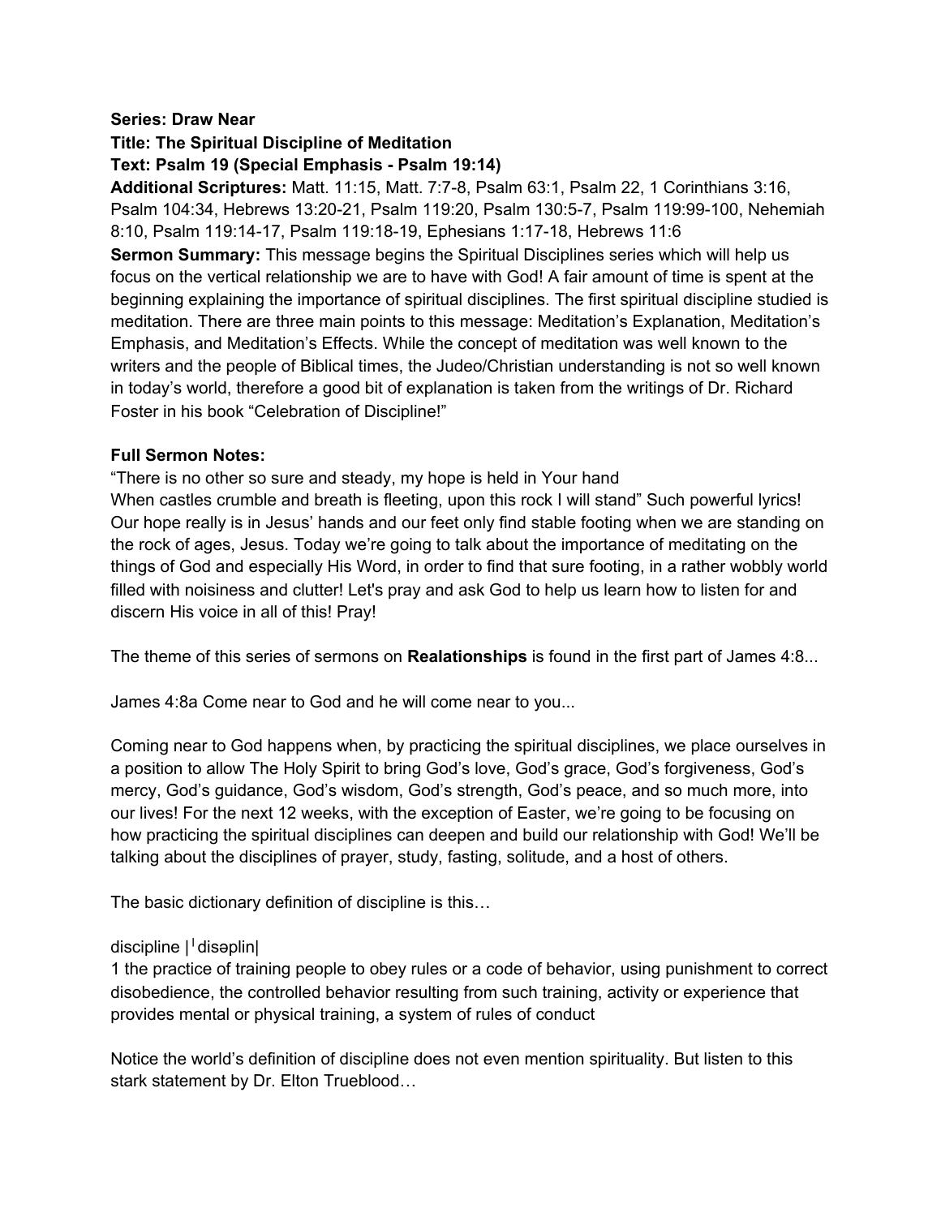**Series: Draw Near**

**Title: The Spiritual Discipline of Meditation**

**Text: Psalm 19 (Special Emphasis - Psalm 19:14)**

**Additional Scriptures:** Matt. 11:15, Matt. 7:7-8, Psalm 63:1, Psalm 22, 1 Corinthians 3:16, Psalm 104:34, Hebrews 13:20-21, Psalm 119:20, Psalm 130:5-7, Psalm 119:99-100, Nehemiah 8:10, Psalm 119:14-17, Psalm 119:18-19, Ephesians 1:17-18, Hebrews 11:6

**Sermon Summary:** This message begins the Spiritual Disciplines series which will help us focus on the vertical relationship we are to have with God! A fair amount of time is spent at the beginning explaining the importance of spiritual disciplines. The first spiritual discipline studied is meditation. There are three main points to this message: Meditation's Explanation, Meditation's Emphasis, and Meditation's Effects. While the concept of meditation was well known to the writers and the people of Biblical times, the Judeo/Christian understanding is not so well known in today's world, therefore a good bit of explanation is taken from the writings of Dr. Richard Foster in his book "Celebration of Discipline!"

**Full Sermon Notes:**

"There is no other so sure and steady, my hope is held in Your hand
When castles crumble and breath is fleeting, upon this rock I will stand" Such powerful lyrics! Our hope really is in Jesus' hands and our feet only find stable footing when we are standing on the rock of ages, Jesus. Today we're going to talk about the importance of meditating on the things of God and especially His Word, in order to find that sure footing, in a rather wobbly world filled with noisiness and clutter! Let's pray and ask God to help us learn how to listen for and discern His voice in all of this! Pray!

The theme of this series of sermons on **Realationships** is found in the first part of James 4:8...

James 4:8a Come near to God and he will come near to you...

Coming near to God happens when, by practicing the spiritual disciplines, we place ourselves in a position to allow The Holy Spirit to bring God's love, God's grace, God's forgiveness, God's mercy, God's guidance, God's wisdom, God's strength, God's peace, and so much more, into our lives! For the next 12 weeks, with the exception of Easter, we're going to be focusing on how practicing the spiritual disciplines can deepen and build our relationship with God! We'll be talking about the disciplines of prayer, study, fasting, solitude, and a host of others.

The basic dictionary definition of discipline is this…

discipline |ˈdisəplin|

1 the practice of training people to obey rules or a code of behavior, using punishment to correct disobedience, the controlled behavior resulting from such training, activity or experience that provides mental or physical training, a system of rules of conduct

Notice the world's definition of discipline does not even mention spirituality. But listen to this stark statement by Dr. Elton Trueblood…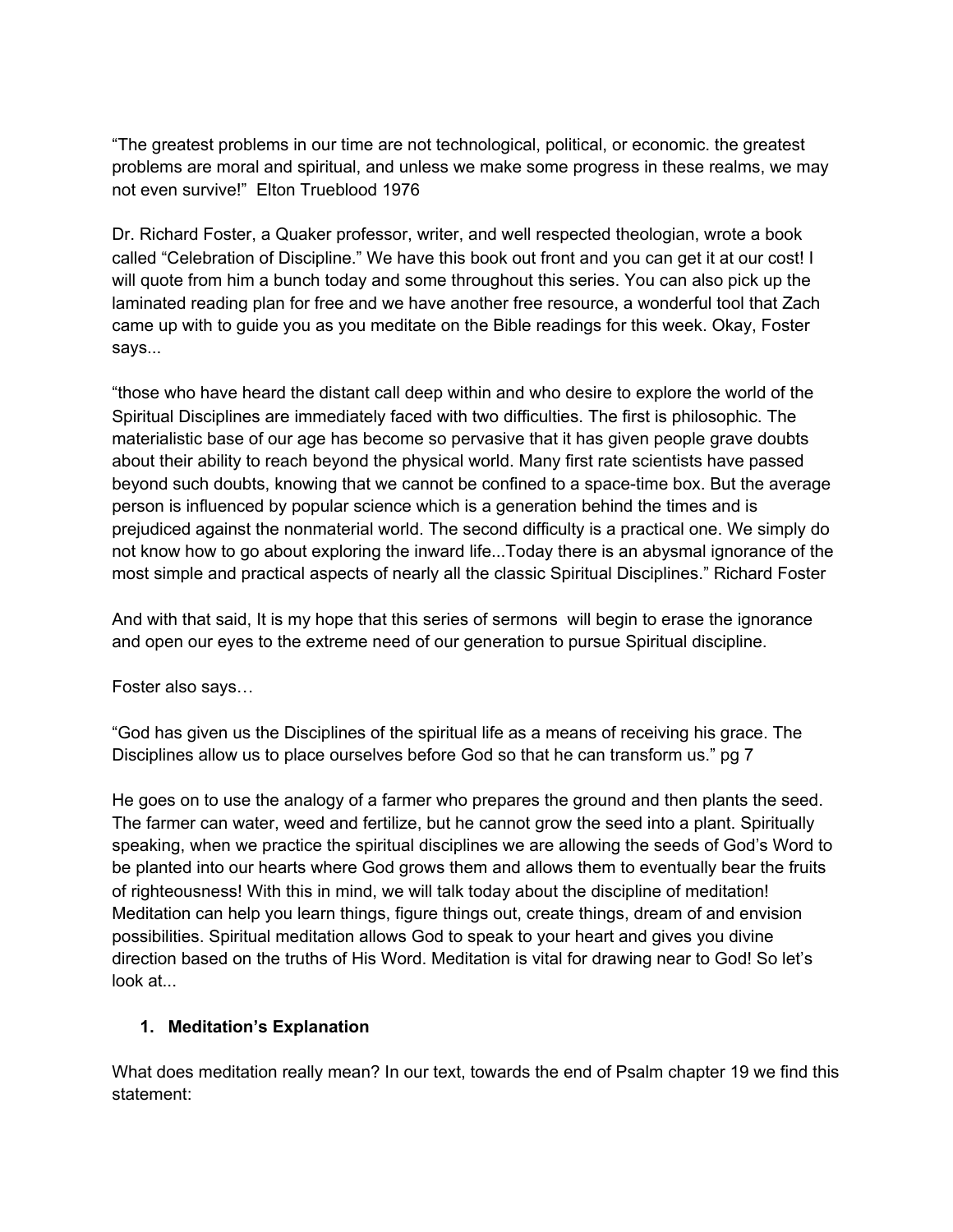“The greatest problems in our time are not technological, political, or economic. the greatest problems are moral and spiritual, and unless we make some progress in these realms, we may not even survive!” Elton Trueblood 1976

Dr. Richard Foster, a Quaker professor, writer, and well respected theologian, wrote a book called “Celebration of Discipline.” We have this book out front and you can get it at our cost! I will quote from him a bunch today and some throughout this series. You can also pick up the laminated reading plan for free and we have another free resource, a wonderful tool that Zach came up with to guide you as you meditate on the Bible readings for this week. Okay, Foster says...

“those who have heard the distant call deep within and who desire to explore the world of the Spiritual Disciplines are immediately faced with two difficulties. The first is philosophic. The materialistic base of our age has become so pervasive that it has given people grave doubts about their ability to reach beyond the physical world. Many first rate scientists have passed beyond such doubts, knowing that we cannot be confined to a space-time box. But the average person is influenced by popular science which is a generation behind the times and is prejudiced against the nonmaterial world. The second difficulty is a practical one. We simply do not know how to go about exploring the inward life...Today there is an abysmal ignorance of the most simple and practical aspects of nearly all the classic Spiritual Disciplines.” Richard Foster

And with that said, It is my hope that this series of sermons will begin to erase the ignorance and open our eyes to the extreme need of our generation to pursue Spiritual discipline.

Foster also says…

“God has given us the Disciplines of the spiritual life as a means of receiving his grace. The Disciplines allow us to place ourselves before God so that he can transform us.” pg 7

He goes on to use the analogy of a farmer who prepares the ground and then plants the seed. The farmer can water, weed and fertilize, but he cannot grow the seed into a plant. Spiritually speaking, when we practice the spiritual disciplines we are allowing the seeds of God’s Word to be planted into our hearts where God grows them and allows them to eventually bear the fruits of righteousness! With this in mind, we will talk today about the discipline of meditation! Meditation can help you learn things, figure things out, create things, dream of and envision possibilities. Spiritual meditation allows God to speak to your heart and gives you divine direction based on the truths of His Word. Meditation is vital for drawing near to God! So let’s look at...

1. **Meditation’s Explanation**

What does meditation really mean? In our text, towards the end of Psalm chapter 19 we find this statement: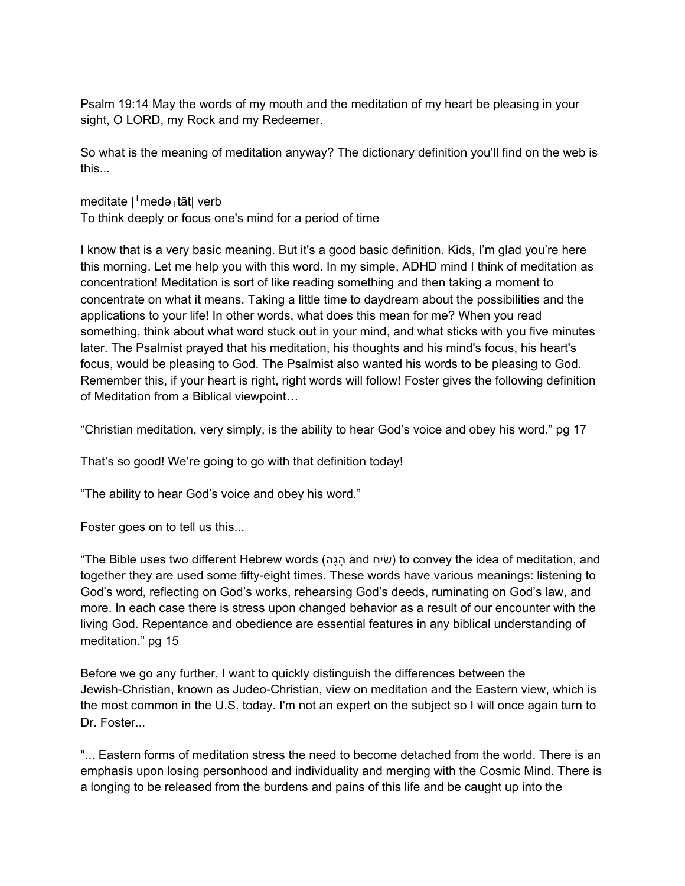Psalm 19:14 May the words of my mouth and the meditation of my heart be pleasing in your sight, O LORD, my Rock and my Redeemer.

So what is the meaning of meditation anyway? The dictionary definition you'll find on the web is this...

meditate |ˈmedəˌtāt| verb
To think deeply or focus one's mind for a period of time

I know that is a very basic meaning. But it's a good basic definition. Kids, I'm glad you're here this morning. Let me help you with this word. In my simple, ADHD mind I think of meditation as concentration! Meditation is sort of like reading something and then taking a moment to concentrate on what it means. Taking a little time to daydream about the possibilities and the applications to your life! In other words, what does this mean for me? When you read something, think about what word stuck out in your mind, and what sticks with you five minutes later. The Psalmist prayed that his meditation, his thoughts and his mind's focus, his heart's focus, would be pleasing to God. The Psalmist also wanted his words to be pleasing to God. Remember this, if your heart is right, right words will follow! Foster gives the following definition of Meditation from a Biblical viewpoint…

"Christian meditation, very simply, is the ability to hear God's voice and obey his word." pg 17

That's so good! We're going to go with that definition today!

"The ability to hear God's voice and obey his word."

Foster goes on to tell us this...

"The Bible uses two different Hebrew words (הָגָה and שִׂיחַ) to convey the idea of meditation, and together they are used some fifty-eight times. These words have various meanings: listening to God's word, reflecting on God's works, rehearsing God's deeds, ruminating on God's law, and more. In each case there is stress upon changed behavior as a result of our encounter with the living God. Repentance and obedience are essential features in any biblical understanding of meditation." pg 15

Before we go any further, I want to quickly distinguish the differences between the Jewish-Christian, known as Judeo-Christian, view on meditation and the Eastern view, which is the most common in the U.S. today. I'm not an expert on the subject so I will once again turn to Dr. Foster...

"... Eastern forms of meditation stress the need to become detached from the world. There is an emphasis upon losing personhood and individuality and merging with the Cosmic Mind. There is a longing to be released from the burdens and pains of this life and be caught up into the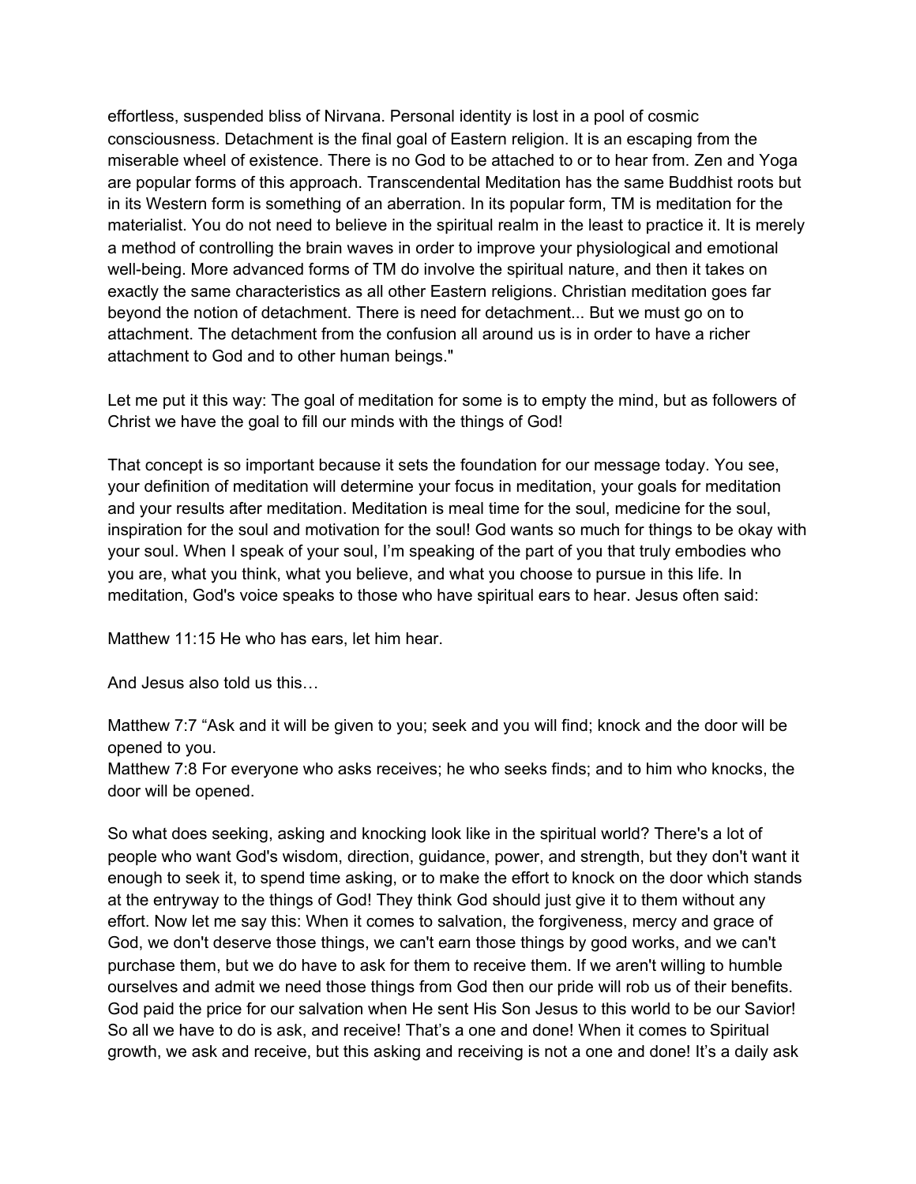effortless, suspended bliss of Nirvana. Personal identity is lost in a pool of cosmic consciousness. Detachment is the final goal of Eastern religion. It is an escaping from the miserable wheel of existence. There is no God to be attached to or to hear from. Zen and Yoga are popular forms of this approach. Transcendental Meditation has the same Buddhist roots but in its Western form is something of an aberration. In its popular form, TM is meditation for the materialist. You do not need to believe in the spiritual realm in the least to practice it. It is merely a method of controlling the brain waves in order to improve your physiological and emotional well-being. More advanced forms of TM do involve the spiritual nature, and then it takes on exactly the same characteristics as all other Eastern religions. Christian meditation goes far beyond the notion of detachment. There is need for detachment... But we must go on to attachment. The detachment from the confusion all around us is in order to have a richer attachment to God and to other human beings."

Let me put it this way: The goal of meditation for some is to empty the mind, but as followers of Christ we have the goal to fill our minds with the things of God!

That concept is so important because it sets the foundation for our message today. You see, your definition of meditation will determine your focus in meditation, your goals for meditation and your results after meditation. Meditation is meal time for the soul, medicine for the soul, inspiration for the soul and motivation for the soul! God wants so much for things to be okay with your soul. When I speak of your soul, I'm speaking of the part of you that truly embodies who you are, what you think, what you believe, and what you choose to pursue in this life. In meditation, God's voice speaks to those who have spiritual ears to hear. Jesus often said:

Matthew 11:15 He who has ears, let him hear.

And Jesus also told us this…

Matthew 7:7 "Ask and it will be given to you; seek and you will find; knock and the door will be opened to you.
Matthew 7:8 For everyone who asks receives; he who seeks finds; and to him who knocks, the door will be opened.

So what does seeking, asking and knocking look like in the spiritual world? There's a lot of people who want God's wisdom, direction, guidance, power, and strength, but they don't want it enough to seek it, to spend time asking, or to make the effort to knock on the door which stands at the entryway to the things of God! They think God should just give it to them without any effort. Now let me say this: When it comes to salvation, the forgiveness, mercy and grace of God, we don't deserve those things, we can't earn those things by good works, and we can't purchase them, but we do have to ask for them to receive them. If we aren't willing to humble ourselves and admit we need those things from God then our pride will rob us of their benefits. God paid the price for our salvation when He sent His Son Jesus to this world to be our Savior! So all we have to do is ask, and receive! That's a one and done! When it comes to Spiritual growth, we ask and receive, but this asking and receiving is not a one and done! It's a daily ask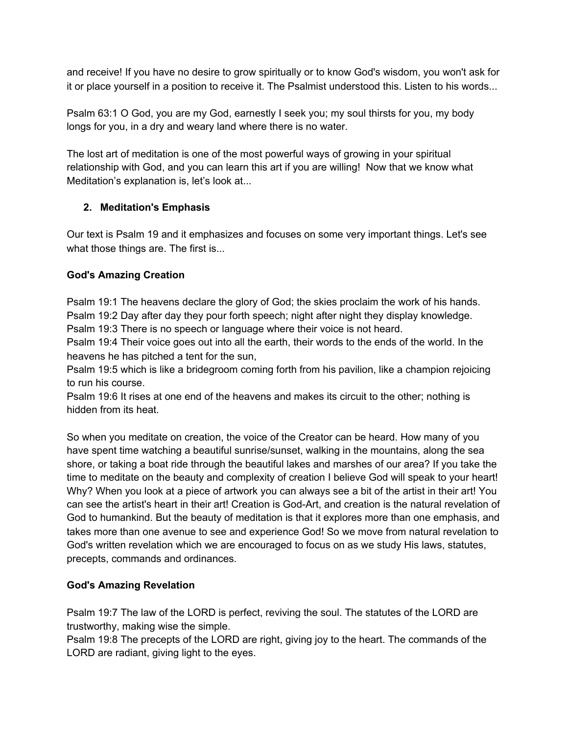and receive! If you have no desire to grow spiritually or to know God's wisdom, you won't ask for it or place yourself in a position to receive it. The Psalmist understood this. Listen to his words...

Psalm 63:1 O God, you are my God, earnestly I seek you; my soul thirsts for you, my body longs for you, in a dry and weary land where there is no water.

The lost art of meditation is one of the most powerful ways of growing in your spiritual relationship with God, and you can learn this art if you are willing! Now that we know what Meditation's explanation is, let's look at...

2. **Meditation's Emphasis**

Our text is Psalm 19 and it emphasizes and focuses on some very important things. Let's see what those things are. The first is...

**God's Amazing Creation**

Psalm 19:1 The heavens declare the glory of God; the skies proclaim the work of his hands.
Psalm 19:2 Day after day they pour forth speech; night after night they display knowledge.
Psalm 19:3 There is no speech or language where their voice is not heard.
Psalm 19:4 Their voice goes out into all the earth, their words to the ends of the world. In the heavens he has pitched a tent for the sun,
Psalm 19:5 which is like a bridegroom coming forth from his pavilion, like a champion rejoicing to run his course.
Psalm 19:6 It rises at one end of the heavens and makes its circuit to the other; nothing is hidden from its heat.

So when you meditate on creation, the voice of the Creator can be heard. How many of you have spent time watching a beautiful sunrise/sunset, walking in the mountains, along the sea shore, or taking a boat ride through the beautiful lakes and marshes of our area? If you take the time to meditate on the beauty and complexity of creation I believe God will speak to your heart! Why? When you look at a piece of artwork you can always see a bit of the artist in their art! You can see the artist's heart in their art! Creation is God-Art, and creation is the natural revelation of God to humankind. But the beauty of meditation is that it explores more than one emphasis, and takes more than one avenue to see and experience God! So we move from natural revelation to God's written revelation which we are encouraged to focus on as we study His laws, statutes, precepts, commands and ordinances.

**God's Amazing Revelation**

Psalm 19:7 The law of the LORD is perfect, reviving the soul. The statutes of the LORD are trustworthy, making wise the simple.
Psalm 19:8 The precepts of the LORD are right, giving joy to the heart. The commands of the LORD are radiant, giving light to the eyes.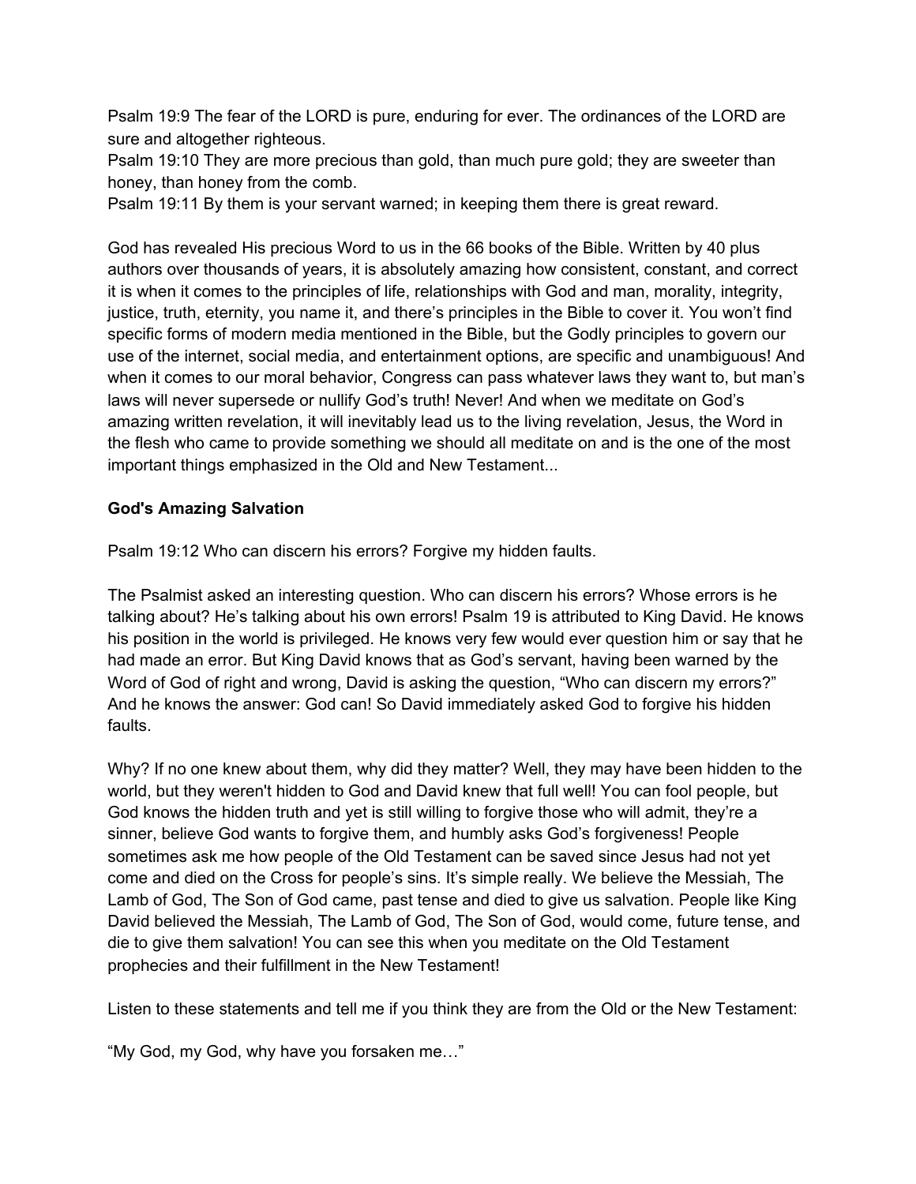Psalm 19:9 The fear of the LORD is pure, enduring for ever. The ordinances of the LORD are sure and altogether righteous.
Psalm 19:10 They are more precious than gold, than much pure gold; they are sweeter than honey, than honey from the comb.
Psalm 19:11 By them is your servant warned; in keeping them there is great reward.

God has revealed His precious Word to us in the 66 books of the Bible. Written by 40 plus authors over thousands of years, it is absolutely amazing how consistent, constant, and correct it is when it comes to the principles of life, relationships with God and man, morality, integrity, justice, truth, eternity, you name it, and there's principles in the Bible to cover it. You won't find specific forms of modern media mentioned in the Bible, but the Godly principles to govern our use of the internet, social media, and entertainment options, are specific and unambiguous! And when it comes to our moral behavior, Congress can pass whatever laws they want to, but man's laws will never supersede or nullify God's truth! Never! And when we meditate on God's amazing written revelation, it will inevitably lead us to the living revelation, Jesus, the Word in the flesh who came to provide something we should all meditate on and is the one of the most important things emphasized in the Old and New Testament...

**God's Amazing Salvation**

Psalm 19:12 Who can discern his errors? Forgive my hidden faults.

The Psalmist asked an interesting question. Who can discern his errors? Whose errors is he talking about? He's talking about his own errors! Psalm 19 is attributed to King David. He knows his position in the world is privileged. He knows very few would ever question him or say that he had made an error. But King David knows that as God's servant, having been warned by the Word of God of right and wrong, David is asking the question, "Who can discern my errors?" And he knows the answer: God can! So David immediately asked God to forgive his hidden faults.

Why? If no one knew about them, why did they matter? Well, they may have been hidden to the world, but they weren't hidden to God and David knew that full well! You can fool people, but God knows the hidden truth and yet is still willing to forgive those who will admit, they're a sinner, believe God wants to forgive them, and humbly asks God's forgiveness! People sometimes ask me how people of the Old Testament can be saved since Jesus had not yet come and died on the Cross for people's sins. It's simple really. We believe the Messiah, The Lamb of God, The Son of God came, past tense and died to give us salvation. People like King David believed the Messiah, The Lamb of God, The Son of God, would come, future tense, and die to give them salvation! You can see this when you meditate on the Old Testament prophecies and their fulfillment in the New Testament!

Listen to these statements and tell me if you think they are from the Old or the New Testament:

"My God, my God, why have you forsaken me…"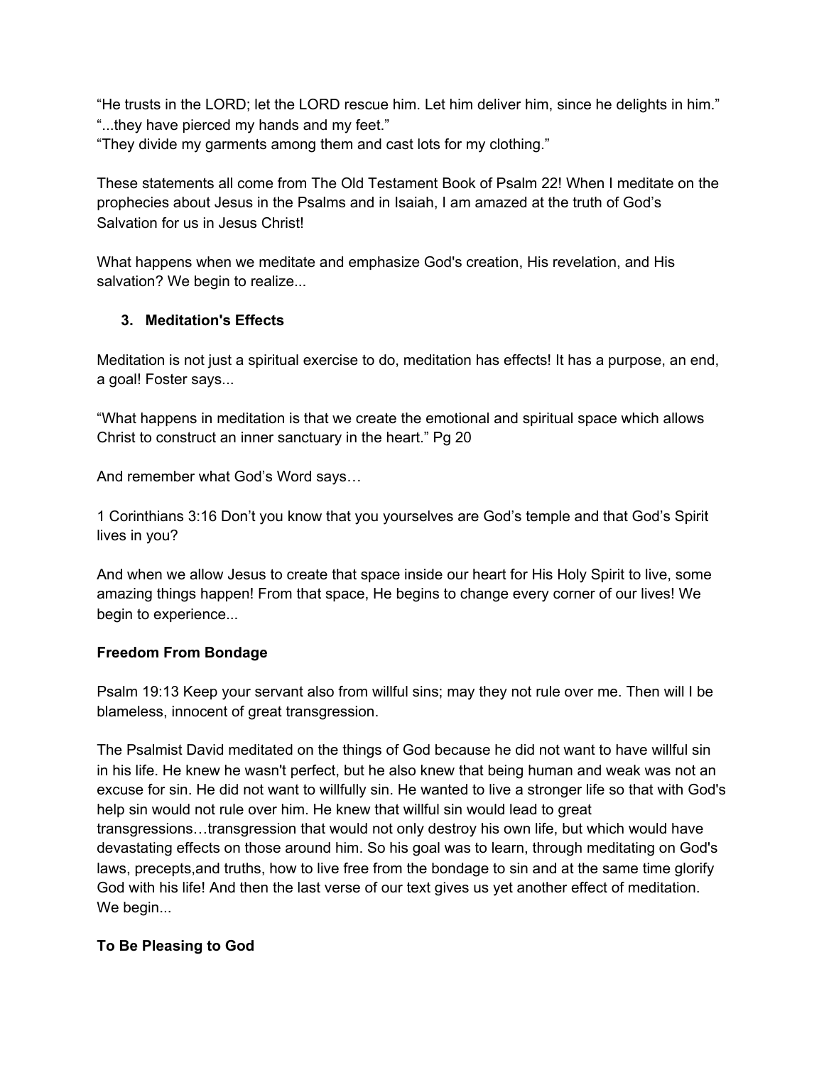“He trusts in the LORD; let the LORD rescue him. Let him deliver him, since he delights in him.”
“...they have pierced my hands and my feet.”
“They divide my garments among them and cast lots for my clothing.”

These statements all come from The Old Testament Book of Psalm 22! When I meditate on the prophecies about Jesus in the Psalms and in Isaiah, I am amazed at the truth of God’s Salvation for us in Jesus Christ!

What happens when we meditate and emphasize God's creation, His revelation, and His salvation? We begin to realize...

3. **Meditation's Effects**

Meditation is not just a spiritual exercise to do, meditation has effects! It has a purpose, an end, a goal! Foster says...

“What happens in meditation is that we create the emotional and spiritual space which allows Christ to construct an inner sanctuary in the heart.” Pg 20

And remember what God’s Word says…

1 Corinthians 3:16 Don’t you know that you yourselves are God’s temple and that God’s Spirit lives in you?

And when we allow Jesus to create that space inside our heart for His Holy Spirit to live, some amazing things happen! From that space, He begins to change every corner of our lives! We begin to experience...

**Freedom From Bondage**

Psalm 19:13 Keep your servant also from willful sins; may they not rule over me. Then will I be blameless, innocent of great transgression.

The Psalmist David meditated on the things of God because he did not want to have willful sin in his life. He knew he wasn't perfect, but he also knew that being human and weak was not an excuse for sin. He did not want to willfully sin. He wanted to live a stronger life so that with God's help sin would not rule over him. He knew that willful sin would lead to great transgressions…transgression that would not only destroy his own life, but which would have devastating effects on those around him. So his goal was to learn, through meditating on God's laws, precepts,and truths, how to live free from the bondage to sin and at the same time glorify God with his life! And then the last verse of our text gives us yet another effect of meditation. We begin...

**To Be Pleasing to God**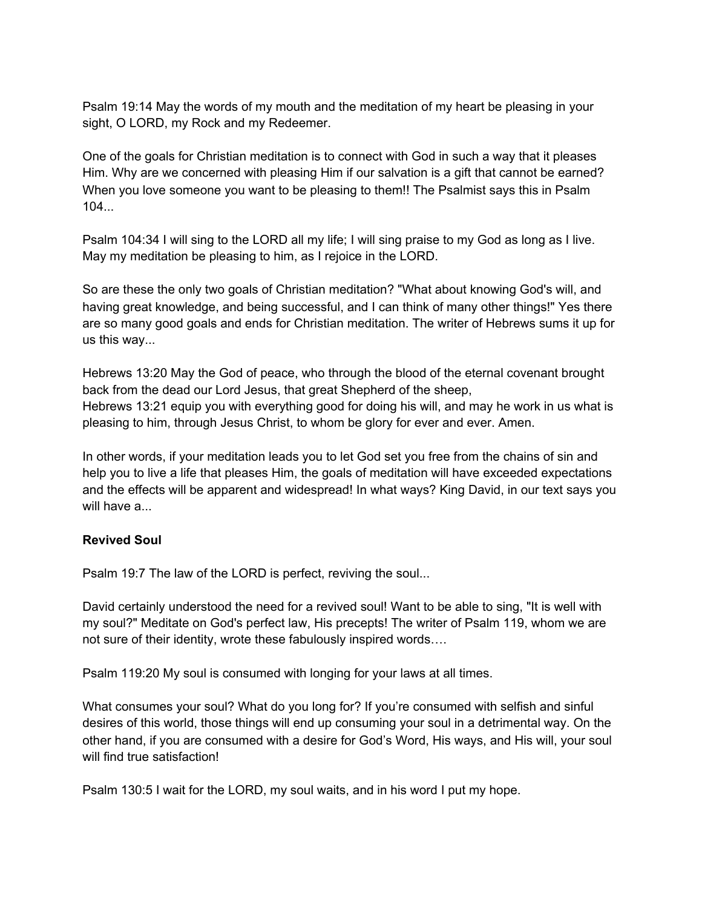Psalm 19:14 May the words of my mouth and the meditation of my heart be pleasing in your sight, O LORD, my Rock and my Redeemer.

One of the goals for Christian meditation is to connect with God in such a way that it pleases Him. Why are we concerned with pleasing Him if our salvation is a gift that cannot be earned? When you love someone you want to be pleasing to them!! The Psalmist says this in Psalm 104...

Psalm 104:34 I will sing to the LORD all my life; I will sing praise to my God as long as I live. May my meditation be pleasing to him, as I rejoice in the LORD.

So are these the only two goals of Christian meditation? "What about knowing God's will, and having great knowledge, and being successful, and I can think of many other things!" Yes there are so many good goals and ends for Christian meditation. The writer of Hebrews sums it up for us this way...

Hebrews 13:20 May the God of peace, who through the blood of the eternal covenant brought back from the dead our Lord Jesus, that great Shepherd of the sheep,
Hebrews 13:21 equip you with everything good for doing his will, and may he work in us what is pleasing to him, through Jesus Christ, to whom be glory for ever and ever. Amen.

In other words, if your meditation leads you to let God set you free from the chains of sin and help you to live a life that pleases Him, the goals of meditation will have exceeded expectations and the effects will be apparent and widespread! In what ways? King David, in our text says you will have a...

**Revived Soul**

Psalm 19:7 The law of the LORD is perfect, reviving the soul...

David certainly understood the need for a revived soul! Want to be able to sing, "It is well with my soul?" Meditate on God's perfect law, His precepts! The writer of Psalm 119, whom we are not sure of their identity, wrote these fabulously inspired words….

Psalm 119:20 My soul is consumed with longing for your laws at all times.

What consumes your soul? What do you long for? If you're consumed with selfish and sinful desires of this world, those things will end up consuming your soul in a detrimental way. On the other hand, if you are consumed with a desire for God's Word, His ways, and His will, your soul will find true satisfaction!

Psalm 130:5 I wait for the LORD, my soul waits, and in his word I put my hope.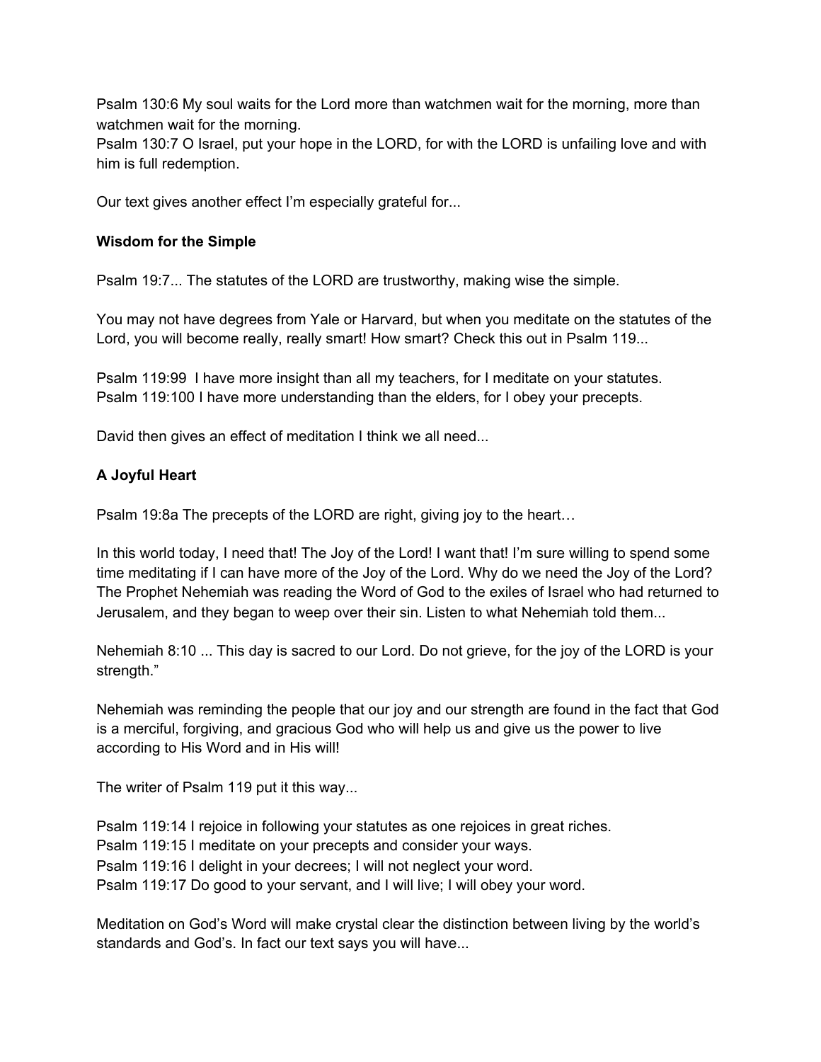Psalm 130:6 My soul waits for the Lord more than watchmen wait for the morning, more than watchmen wait for the morning.
Psalm 130:7 O Israel, put your hope in the LORD, for with the LORD is unfailing love and with him is full redemption.

Our text gives another effect I'm especially grateful for...

**Wisdom for the Simple**

Psalm 19:7... The statutes of the LORD are trustworthy, making wise the simple.

You may not have degrees from Yale or Harvard, but when you meditate on the statutes of the Lord, you will become really, really smart! How smart? Check this out in Psalm 119...

Psalm 119:99 I have more insight than all my teachers, for I meditate on your statutes.
Psalm 119:100 I have more understanding than the elders, for I obey your precepts.

David then gives an effect of meditation I think we all need...

**A Joyful Heart**

Psalm 19:8a The precepts of the LORD are right, giving joy to the heart…

In this world today, I need that! The Joy of the Lord! I want that! I'm sure willing to spend some time meditating if I can have more of the Joy of the Lord. Why do we need the Joy of the Lord? The Prophet Nehemiah was reading the Word of God to the exiles of Israel who had returned to Jerusalem, and they began to weep over their sin. Listen to what Nehemiah told them...

Nehemiah 8:10 ... This day is sacred to our Lord. Do not grieve, for the joy of the LORD is your strength."

Nehemiah was reminding the people that our joy and our strength are found in the fact that God is a merciful, forgiving, and gracious God who will help us and give us the power to live according to His Word and in His will!

The writer of Psalm 119 put it this way...

Psalm 119:14 I rejoice in following your statutes as one rejoices in great riches.
Psalm 119:15 I meditate on your precepts and consider your ways.
Psalm 119:16 I delight in your decrees; I will not neglect your word.
Psalm 119:17 Do good to your servant, and I will live; I will obey your word.

Meditation on God's Word will make crystal clear the distinction between living by the world's standards and God's. In fact our text says you will have...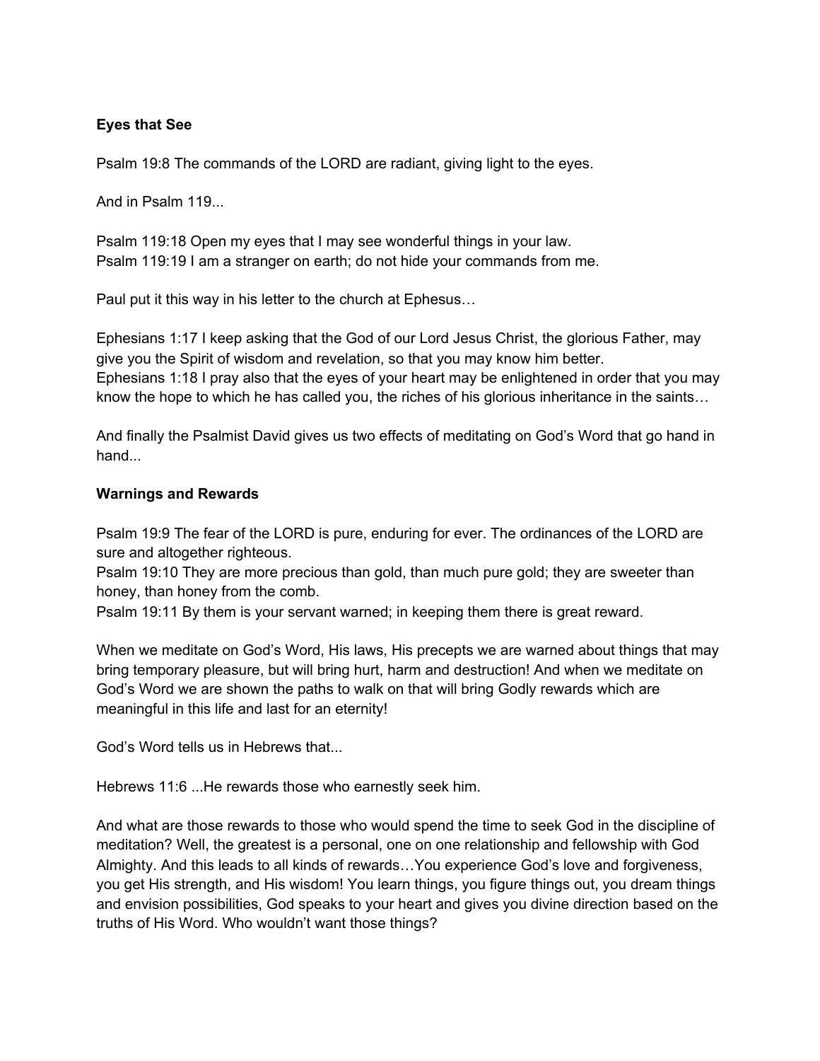**Eyes that See**

Psalm 19:8 The commands of the LORD are radiant, giving light to the eyes.

And in Psalm 119...

Psalm 119:18 Open my eyes that I may see wonderful things in your law.
Psalm 119:19 I am a stranger on earth; do not hide your commands from me.

Paul put it this way in his letter to the church at Ephesus…

Ephesians 1:17 I keep asking that the God of our Lord Jesus Christ, the glorious Father, may give you the Spirit of wisdom and revelation, so that you may know him better.
Ephesians 1:18 I pray also that the eyes of your heart may be enlightened in order that you may know the hope to which he has called you, the riches of his glorious inheritance in the saints…

And finally the Psalmist David gives us two effects of meditating on God's Word that go hand in hand...

**Warnings and Rewards**

Psalm 19:9 The fear of the LORD is pure, enduring for ever. The ordinances of the LORD are sure and altogether righteous.
Psalm 19:10 They are more precious than gold, than much pure gold; they are sweeter than honey, than honey from the comb.
Psalm 19:11 By them is your servant warned; in keeping them there is great reward.

When we meditate on God's Word, His laws, His precepts we are warned about things that may bring temporary pleasure, but will bring hurt, harm and destruction! And when we meditate on God's Word we are shown the paths to walk on that will bring Godly rewards which are meaningful in this life and last for an eternity!

God's Word tells us in Hebrews that...

Hebrews 11:6 ...He rewards those who earnestly seek him.

And what are those rewards to those who would spend the time to seek God in the discipline of meditation? Well, the greatest is a personal, one on one relationship and fellowship with God Almighty. And this leads to all kinds of rewards…You experience God's love and forgiveness, you get His strength, and His wisdom! You learn things, you figure things out, you dream things and envision possibilities, God speaks to your heart and gives you divine direction based on the truths of His Word. Who wouldn't want those things?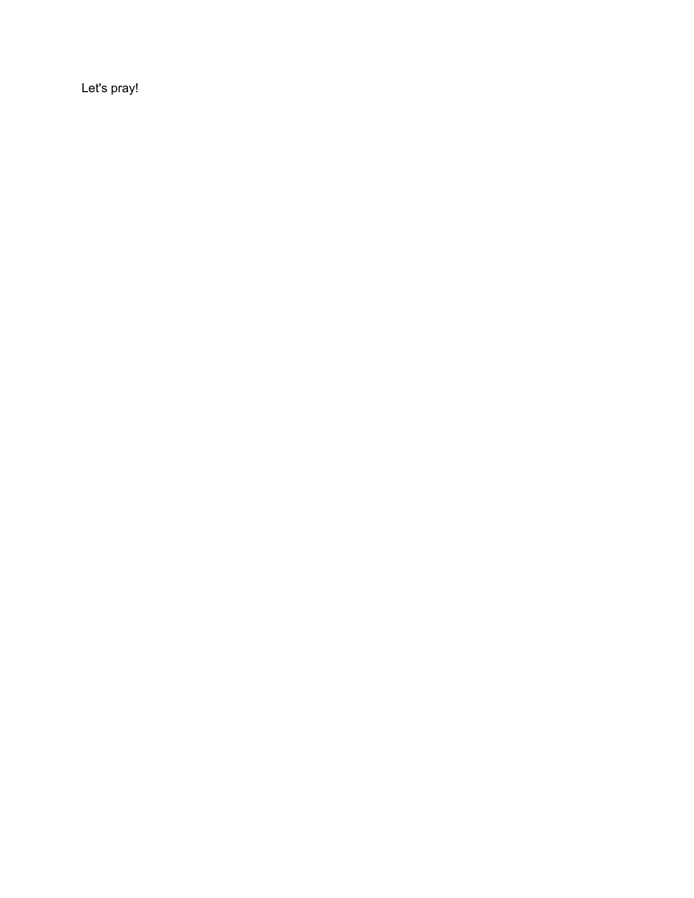Let's pray!